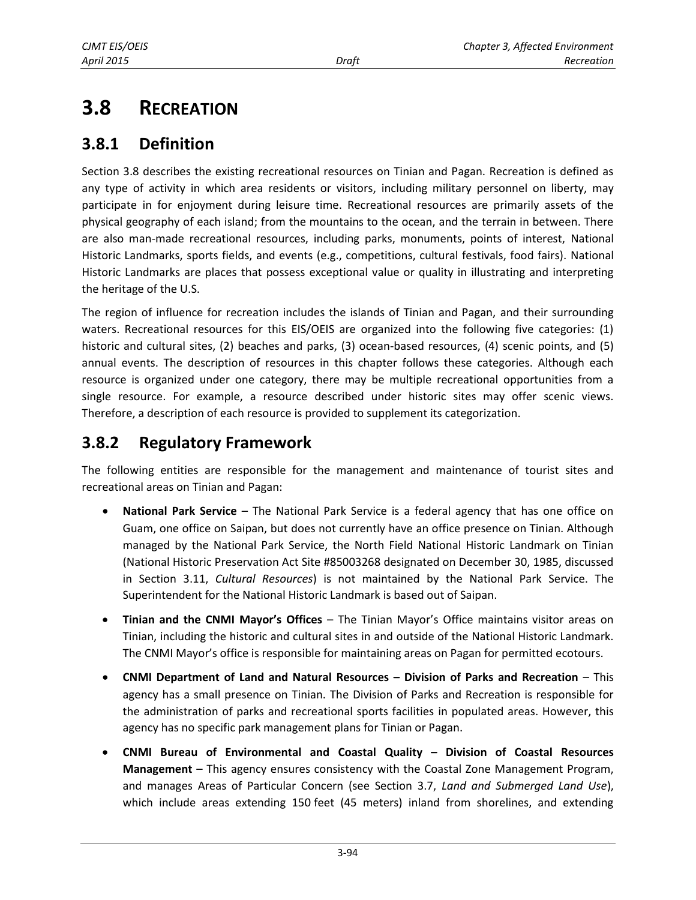# 3.8 RECREATION

## 3.8.1 Definition

Section 3.8 describes the existing recreational resources on Tinian and Pagan. Recreation is defined as any type of activity in which area residents or visitors, including military personnel on liberty, may participate in for enjoyment during leisure time. Recreational resources are primarily assets of the physical geography of each island; from the mountains to the ocean, and the terrain in between. There are also man-made recreational resources, including parks, monuments, points of interest, National Historic Landmarks, sports fields, and events (e.g., competitions, cultural festivals, food fairs). National Historic Landmarks are places that possess exceptional value or quality in illustrating and interpreting the heritage of the U.S.

The region of influence for recreation includes the islands of Tinian and Pagan, and their surrounding waters. Recreational resources for this EIS/OEIS are organized into the following five categories: (1) historic and cultural sites, (2) beaches and parks, (3) ocean-based resources, (4) scenic points, and (5) annual events. The description of resources in this chapter follows these categories. Although each resource is organized under one category, there may be multiple recreational opportunities from a single resource. For example, a resource described under historic sites may offer scenic views. Therefore, a description of each resource is provided to supplement its categorization.

## 3.8.2 Regulatory Framework

The following entities are responsible for the management and maintenance of tourist sites and recreational areas on Tinian and Pagan:

- **National Park Service** – The National Park Service is a federal agency that has one office on Guam, one office on Saipan, but does not currently have an office presence on Tinian. Although managed by the National Park Service, the North Field National Historic Landmark on Tinian (National Historic Preservation Act Site #85003268 designated on December 30, 1985, discussed in Section 3.11, *Cultural Resources*) is not maintained by the National Park Service. The Superintendent for the National Historic Landmark is based out of Saipan.
- **Tinian and the CNMI Mayor's Offices** – The Tinian Mayor's Office maintains visitor areas on Tinian, including the historic and cultural sites in and outside of the National Historic Landmark. The CNMI Mayor's office is responsible for maintaining areas on Pagan for permitted ecotours.
- **CNMI Department of Land and Natural Resources – Division of Parks and Recreation** – This agency has a small presence on Tinian. The Division of Parks and Recreation is responsible for the administration of parks and recreational sports facilities in populated areas. However, this agency has no specific park management plans for Tinian or Pagan.
- **CNMI Bureau of Environmental and Coastal Quality – Division of Coastal Resources Management** – This agency ensures consistency with the Coastal Zone Management Program, and manages Areas of Particular Concern (see Section 3.7, *Land and Submerged Land Use*), which include areas extending 150 feet (45 meters) inland from shorelines, and extending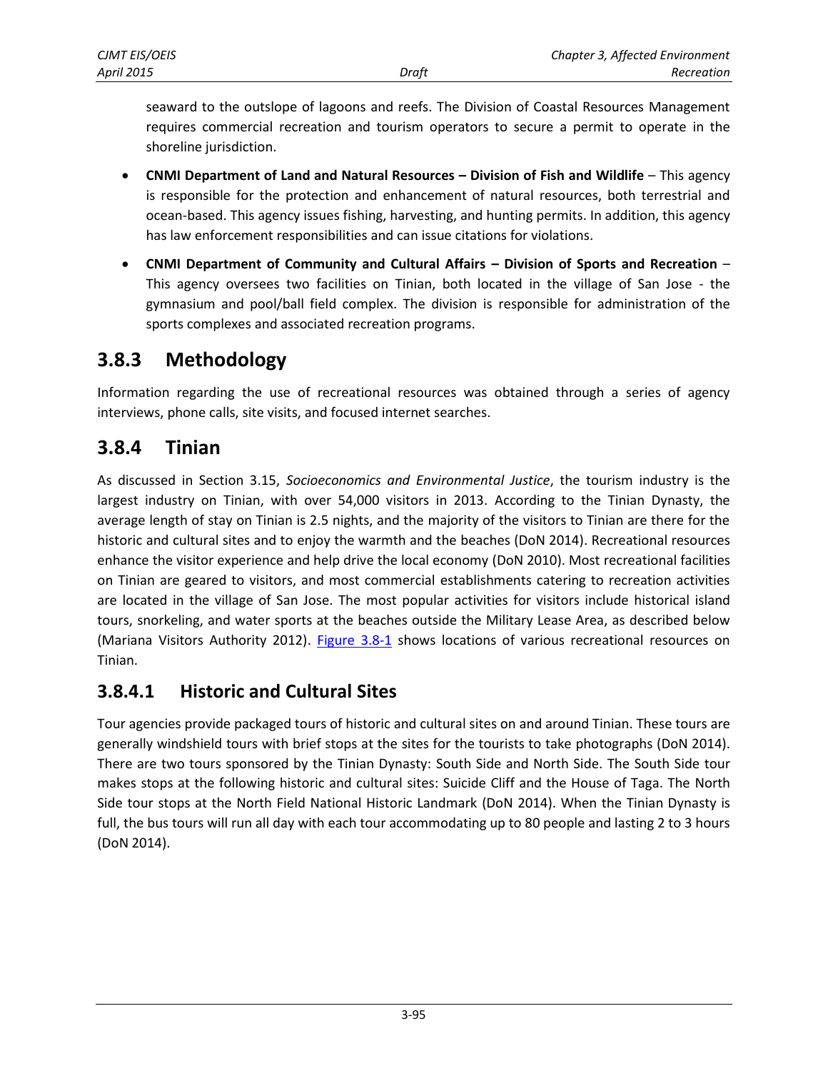seaward to the outslope of lagoons and reefs. The Division of Coastal Resources Management requires commercial recreation and tourism operators to secure a permit to operate in the shoreline jurisdiction.

- **CNMI Department of Land and Natural Resources – Division of Fish and Wildlife** – This agency is responsible for the protection and enhancement of natural resources, both terrestrial and ocean-based. This agency issues fishing, harvesting, and hunting permits. In addition, this agency has law enforcement responsibilities and can issue citations for violations.
- **CNMI Department of Community and Cultural Affairs – Division of Sports and Recreation** – This agency oversees two facilities on Tinian, both located in the village of San Jose - the gymnasium and pool/ball field complex. The division is responsible for administration of the sports complexes and associated recreation programs.

## 3.8.3 Methodology

Information regarding the use of recreational resources was obtained through a series of agency interviews, phone calls, site visits, and focused internet searches.

## 3.8.4 Tinian

As discussed in Section 3.15, *Socioeconomics and Environmental Justice*, the tourism industry is the largest industry on Tinian, with over 54,000 visitors in 2013. According to the Tinian Dynasty, the average length of stay on Tinian is 2.5 nights, and the majority of the visitors to Tinian are there for the historic and cultural sites and to enjoy the warmth and the beaches (DoN 2014). Recreational resources enhance the visitor experience and help drive the local economy (DoN 2010). Most recreational facilities on Tinian are geared to visitors, and most commercial establishments catering to recreation activities are located in the village of San Jose. The most popular activities for visitors include historical island tours, snorkeling, and water sports at the beaches outside the Military Lease Area, as described below (Mariana Visitors Authority 2012). Figure 3.8-1 shows locations of various recreational resources on Tinian.

### 3.8.4.1 Historic and Cultural Sites

Tour agencies provide packaged tours of historic and cultural sites on and around Tinian. These tours are generally windshield tours with brief stops at the sites for the tourists to take photographs (DoN 2014). There are two tours sponsored by the Tinian Dynasty: South Side and North Side. The South Side tour makes stops at the following historic and cultural sites: Suicide Cliff and the House of Taga. The North Side tour stops at the North Field National Historic Landmark (DoN 2014). When the Tinian Dynasty is full, the bus tours will run all day with each tour accommodating up to 80 people and lasting 2 to 3 hours (DoN 2014).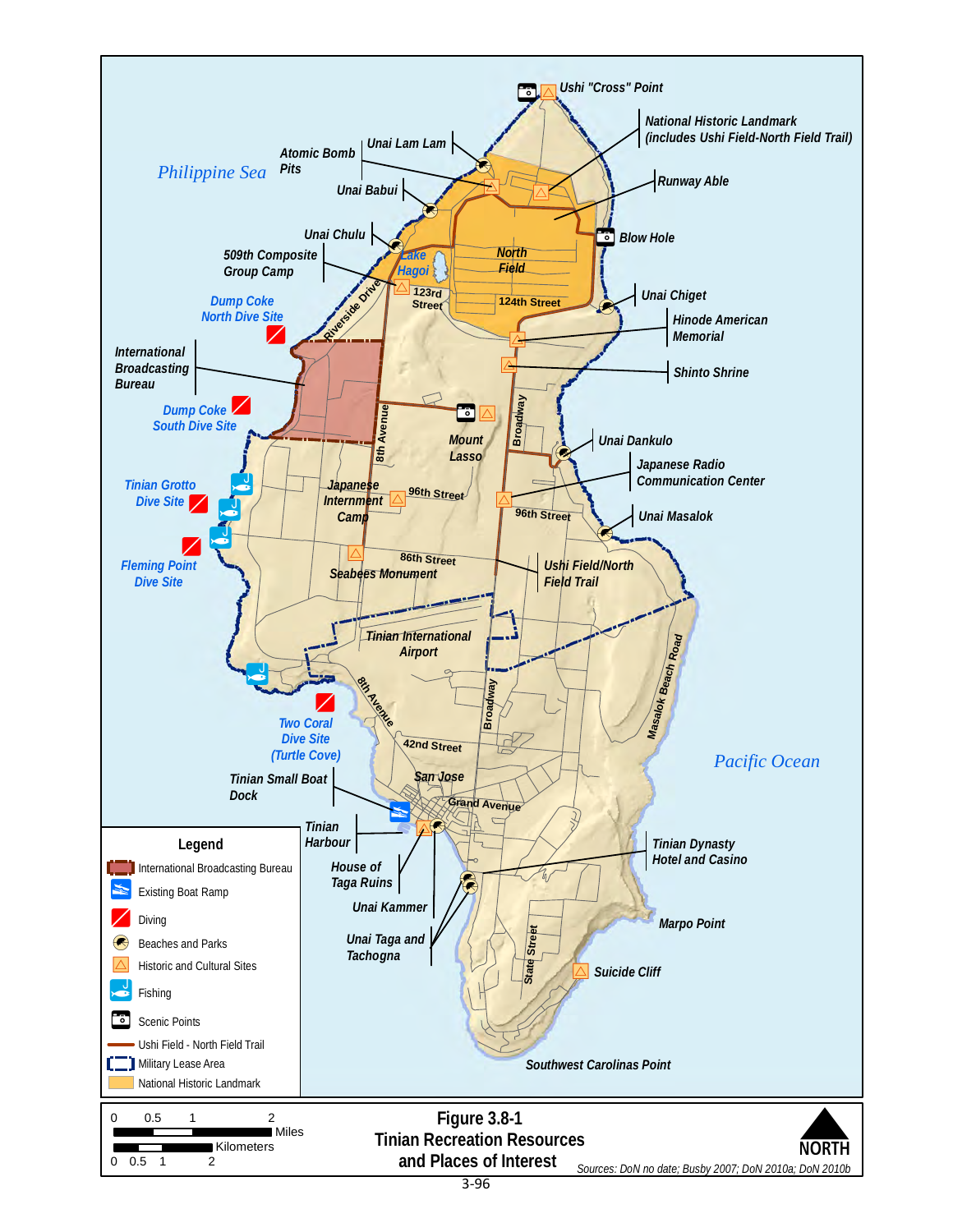Philippine Sea

Pacific Ocean

Ushi "Cross" Point

National Historic Landmark (includes Ushi Field-North Field Trail)

Unai Lam Lam

Atomic Bomb Pits

Runway Able

Unai Babui

Blow Hole

Unai Chulu

North Field

509th Composite Group Camp

Lake Hagoi

123rd Street

124th Street

Riverside Drive

Unai Chiget

Dump Coke North Dive Site

Hinode American Memorial

International Broadcasting Bureau

Shinto Shrine

Dump Coke South Dive Site

8th Avenue

Mount Lasso

Broadway

Unai Dankulo

Japanese Radio Communication Center

Tinian Grotto Dive Site

Japanese Internment Camp

96th Street

96th Street

Unai Masalok

Fleming Point Dive Site

86th Street

Seabees Monument

Ushi Field/North Field Trail

Tinian International Airport

Masalok Beach Road

8th Avenue

Broadway

Two Coral Dive Site (Turtle Cove)

42nd Street

Tinian Small Boat Dock

San Jose

Grand Avenue

Tinian Harbour

Tinian Dynasty Hotel and Casino

House of Taga Ruins

Unai Kammer

Marpo Point

Unai Taga and Tachogna

State Street

Suicide Cliff

Southwest Carolinas Point

**Legend**

- International Broadcasting Bureau
- Existing Boat Ramp
- Diving
- Beaches and Parks
- Historic and Cultural Sites
- Fishing
- Scenic Points
- Ushi Field - North Field Trail
- Military Lease Area
- National Historic Landmark

0 0.5 1 2 Miles

0 0.5 1 2 Kilometers

**Figure 3.8-1**
**Tinian Recreation Resources and Places of Interest**

NORTH

*Sources: DoN no date; Busby 2007; DoN 2010a; DoN 2010b*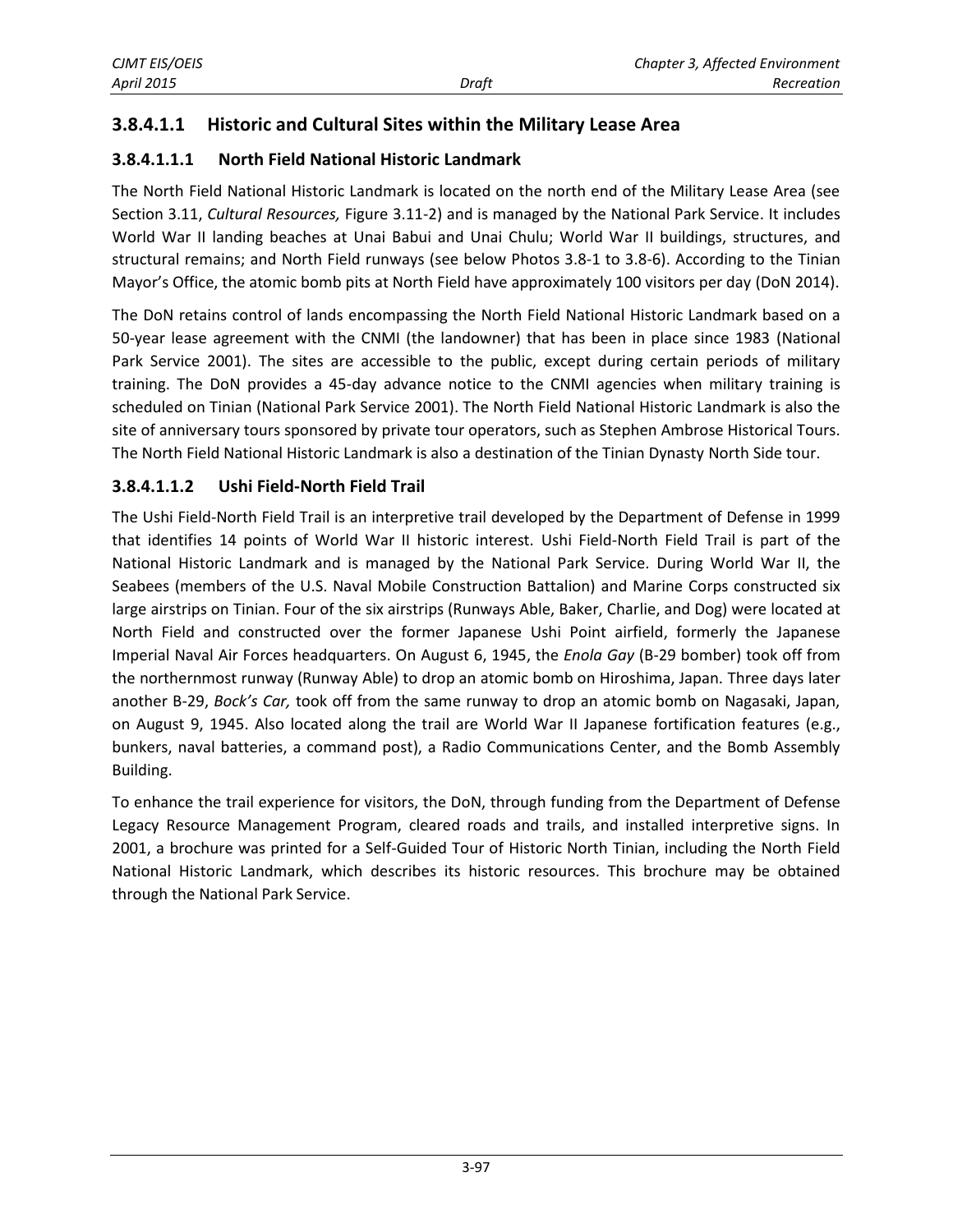### 3.8.4.1.1 Historic and Cultural Sites within the Military Lease Area

#### 3.8.4.1.1.1 North Field National Historic Landmark

The North Field National Historic Landmark is located on the north end of the Military Lease Area (see Section 3.11, *Cultural Resources,* Figure 3.11-2) and is managed by the National Park Service. It includes World War II landing beaches at Unai Babui and Unai Chulu; World War II buildings, structures, and structural remains; and North Field runways (see below Photos 3.8-1 to 3.8-6). According to the Tinian Mayor's Office, the atomic bomb pits at North Field have approximately 100 visitors per day (DoN 2014).

The DoN retains control of lands encompassing the North Field National Historic Landmark based on a 50-year lease agreement with the CNMI (the landowner) that has been in place since 1983 (National Park Service 2001). The sites are accessible to the public, except during certain periods of military training. The DoN provides a 45-day advance notice to the CNMI agencies when military training is scheduled on Tinian (National Park Service 2001). The North Field National Historic Landmark is also the site of anniversary tours sponsored by private tour operators, such as Stephen Ambrose Historical Tours. The North Field National Historic Landmark is also a destination of the Tinian Dynasty North Side tour.

#### 3.8.4.1.1.2 Ushi Field-North Field Trail

The Ushi Field-North Field Trail is an interpretive trail developed by the Department of Defense in 1999 that identifies 14 points of World War II historic interest. Ushi Field-North Field Trail is part of the National Historic Landmark and is managed by the National Park Service. During World War II, the Seabees (members of the U.S. Naval Mobile Construction Battalion) and Marine Corps constructed six large airstrips on Tinian. Four of the six airstrips (Runways Able, Baker, Charlie, and Dog) were located at North Field and constructed over the former Japanese Ushi Point airfield, formerly the Japanese Imperial Naval Air Forces headquarters. On August 6, 1945, the *Enola Gay* (B-29 bomber) took off from the northernmost runway (Runway Able) to drop an atomic bomb on Hiroshima, Japan. Three days later another B-29, *Bock's Car,* took off from the same runway to drop an atomic bomb on Nagasaki, Japan, on August 9, 1945. Also located along the trail are World War II Japanese fortification features (e.g., bunkers, naval batteries, a command post), a Radio Communications Center, and the Bomb Assembly Building.

To enhance the trail experience for visitors, the DoN, through funding from the Department of Defense Legacy Resource Management Program, cleared roads and trails, and installed interpretive signs. In 2001, a brochure was printed for a Self-Guided Tour of Historic North Tinian, including the North Field National Historic Landmark, which describes its historic resources. This brochure may be obtained through the National Park Service.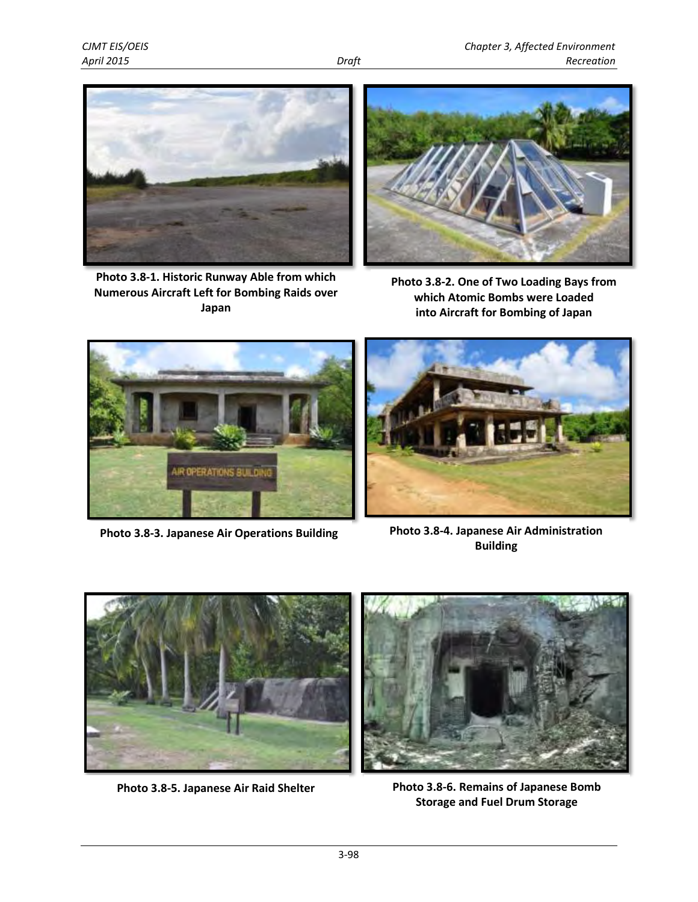Photo 3.8-1. Historic Runway Able from which Numerous Aircraft Left for Bombing Raids over Japan

Photo 3.8-2. One of Two Loading Bays from which Atomic Bombs were Loaded into Aircraft for Bombing of Japan

Photo 3.8-3. Japanese Air Operations Building

Photo 3.8-4. Japanese Air Administration Building

Photo 3.8-5. Japanese Air Raid Shelter

Photo 3.8-6. Remains of Japanese Bomb Storage and Fuel Drum Storage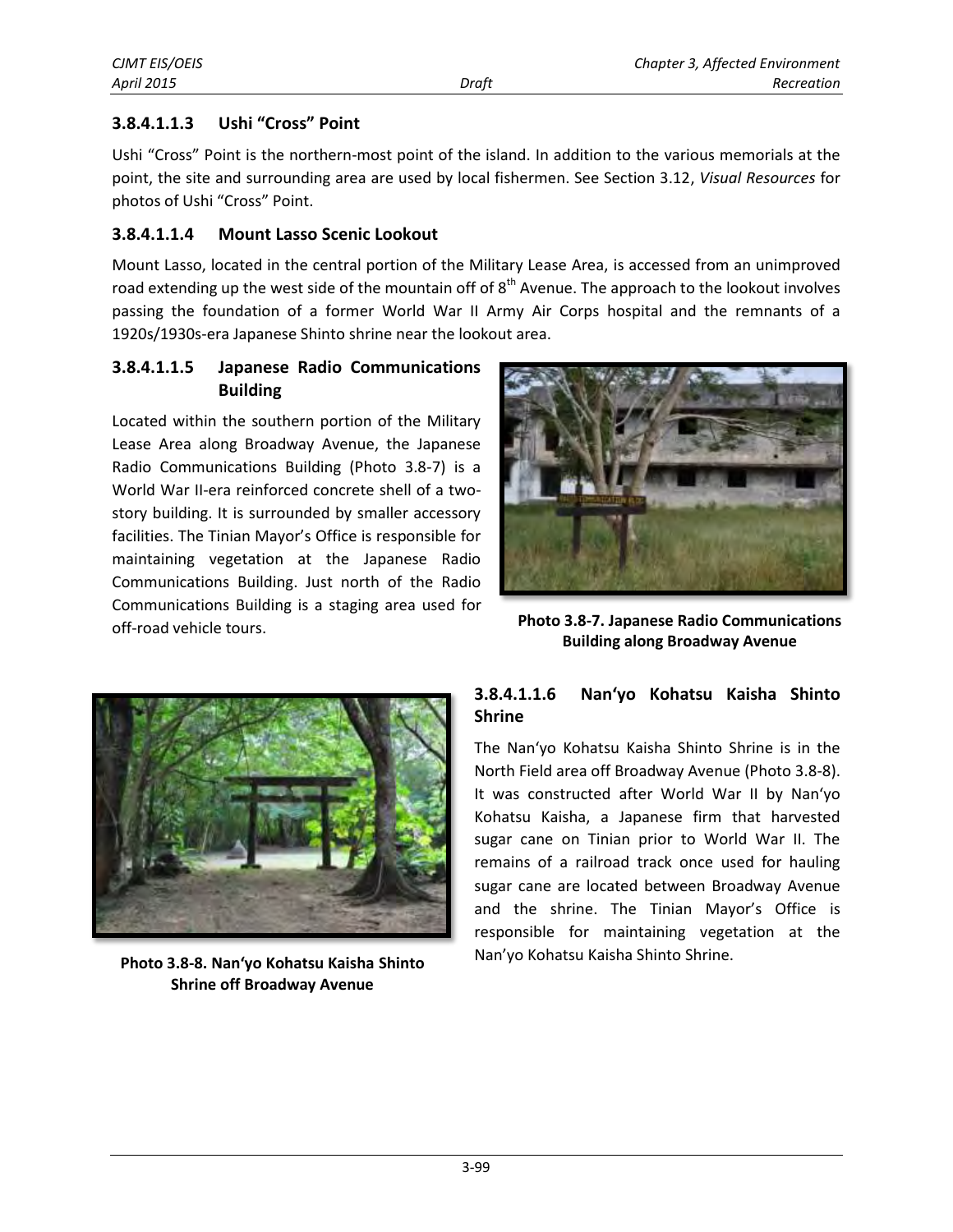#### 3.8.4.1.1.3 Ushi "Cross" Point

Ushi "Cross" Point is the northern-most point of the island. In addition to the various memorials at the point, the site and surrounding area are used by local fishermen. See Section 3.12, *Visual Resources* for photos of Ushi "Cross" Point.

#### 3.8.4.1.1.4 Mount Lasso Scenic Lookout

Mount Lasso, located in the central portion of the Military Lease Area, is accessed from an unimproved road extending up the west side of the mountain off of 8th Avenue. The approach to the lookout involves passing the foundation of a former World War II Army Air Corps hospital and the remnants of a 1920s/1930s-era Japanese Shinto shrine near the lookout area.

#### 3.8.4.1.1.5 Japanese Radio Communications Building

Located within the southern portion of the Military Lease Area along Broadway Avenue, the Japanese Radio Communications Building (Photo 3.8-7) is a World War II-era reinforced concrete shell of a two-story building. It is surrounded by smaller accessory facilities. The Tinian Mayor's Office is responsible for maintaining vegetation at the Japanese Radio Communications Building. Just north of the Radio Communications Building is a staging area used for off-road vehicle tours.

**Photo 3.8-7. Japanese Radio Communications Building along Broadway Avenue**

#### 3.8.4.1.1.6 Nan'yo Kohatsu Kaisha Shinto Shrine

The Nan'yo Kohatsu Kaisha Shinto Shrine is in the North Field area off Broadway Avenue (Photo 3.8-8). It was constructed after World War II by Nan'yo Kohatsu Kaisha, a Japanese firm that harvested sugar cane on Tinian prior to World War II. The remains of a railroad track once used for hauling sugar cane are located between Broadway Avenue and the shrine. The Tinian Mayor's Office is responsible for maintaining vegetation at the Nan'yo Kohatsu Kaisha Shinto Shrine.

**Photo 3.8-8. Nan'yo Kohatsu Kaisha Shinto Shrine off Broadway Avenue**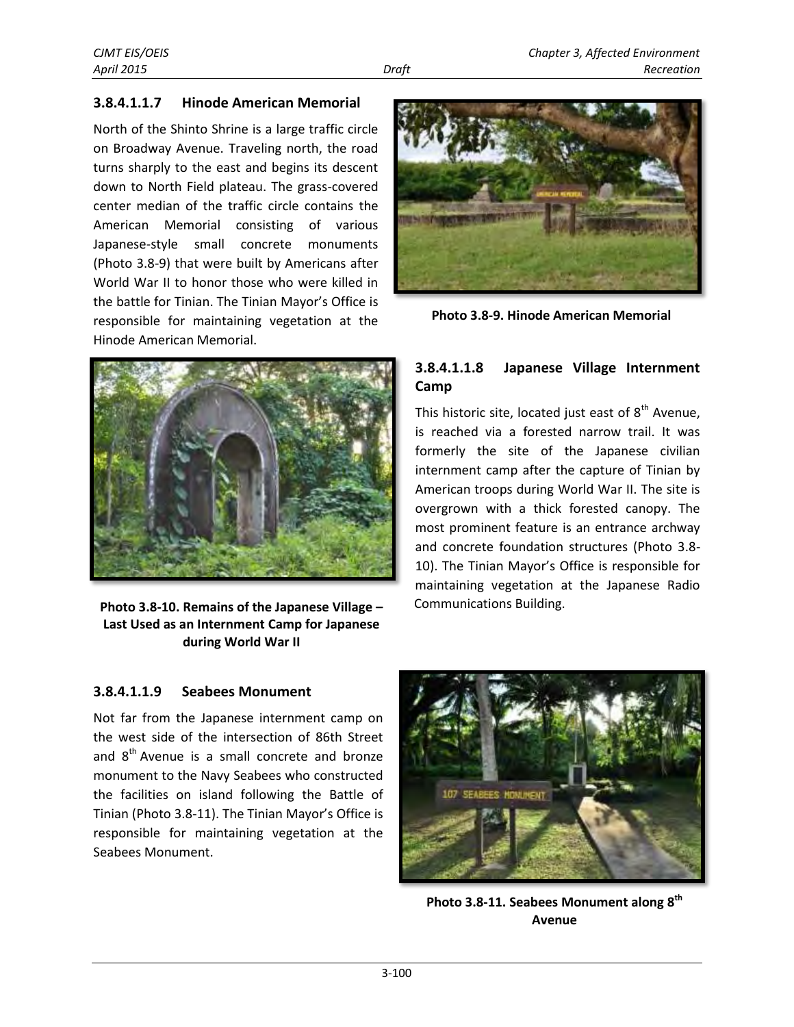#### 3.8.4.1.1.7 Hinode American Memorial

North of the Shinto Shrine is a large traffic circle on Broadway Avenue. Traveling north, the road turns sharply to the east and begins its descent down to North Field plateau. The grass-covered center median of the traffic circle contains the American Memorial consisting of various Japanese-style small concrete monuments (Photo 3.8-9) that were built by Americans after World War II to honor those who were killed in the battle for Tinian. The Tinian Mayor's Office is responsible for maintaining vegetation at the Hinode American Memorial.

**Photo 3.8-9. Hinode American Memorial**

#### 3.8.4.1.1.8 Japanese Village Internment Camp

This historic site, located just east of 8th Avenue, is reached via a forested narrow trail. It was formerly the site of the Japanese civilian internment camp after the capture of Tinian by American troops during World War II. The site is overgrown with a thick forested canopy. The most prominent feature is an entrance archway and concrete foundation structures (Photo 3.8-10). The Tinian Mayor's Office is responsible for maintaining vegetation at the Japanese Radio Communications Building.

**Photo 3.8-10. Remains of the Japanese Village – Last Used as an Internment Camp for Japanese during World War II**

#### 3.8.4.1.1.9 Seabees Monument

Not far from the Japanese internment camp on the west side of the intersection of 86th Street and 8th Avenue is a small concrete and bronze monument to the Navy Seabees who constructed the facilities on island following the Battle of Tinian (Photo 3.8-11). The Tinian Mayor's Office is responsible for maintaining vegetation at the Seabees Monument.

**Photo 3.8-11. Seabees Monument along 8th Avenue**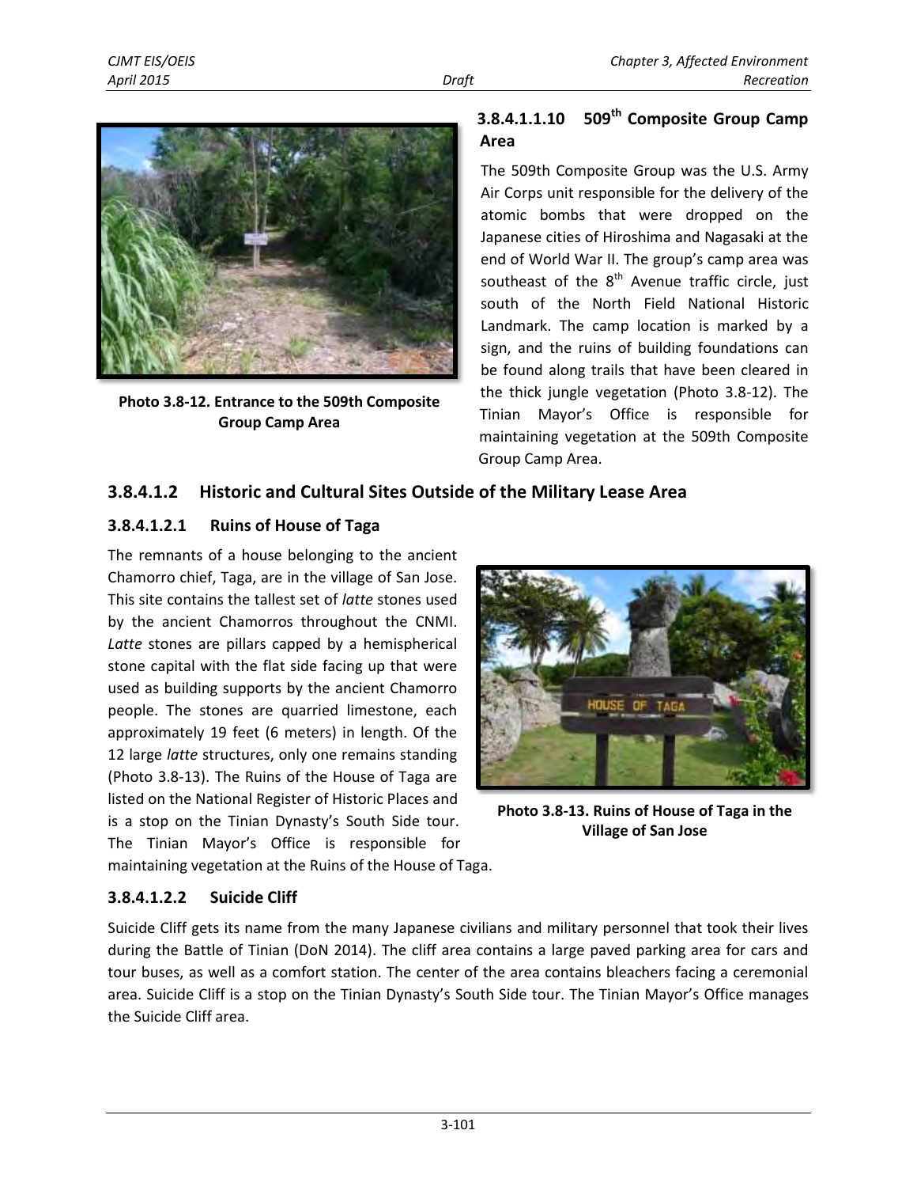#### 3.8.4.1.1.10 509th Composite Group Camp Area

The 509th Composite Group was the U.S. Army Air Corps unit responsible for the delivery of the atomic bombs that were dropped on the Japanese cities of Hiroshima and Nagasaki at the end of World War II. The group's camp area was southeast of the 8th Avenue traffic circle, just south of the North Field National Historic Landmark. The camp location is marked by a sign, and the ruins of building foundations can be found along trails that have been cleared in the thick jungle vegetation (Photo 3.8-12). The Tinian Mayor's Office is responsible for maintaining vegetation at the 509th Composite Group Camp Area.

**Photo 3.8-12. Entrance to the 509th Composite Group Camp Area**

### 3.8.4.1.2 Historic and Cultural Sites Outside of the Military Lease Area

#### 3.8.4.1.2.1 Ruins of House of Taga

The remnants of a house belonging to the ancient Chamorro chief, Taga, are in the village of San Jose. This site contains the tallest set of *latte* stones used by the ancient Chamorros throughout the CNMI. *Latte* stones are pillars capped by a hemispherical stone capital with the flat side facing up that were used as building supports by the ancient Chamorro people. The stones are quarried limestone, each approximately 19 feet (6 meters) in length. Of the 12 large *latte* structures, only one remains standing (Photo 3.8-13). The Ruins of the House of Taga are listed on the National Register of Historic Places and is a stop on the Tinian Dynasty's South Side tour. The Tinian Mayor's Office is responsible for maintaining vegetation at the Ruins of the House of Taga.

**Photo 3.8-13. Ruins of House of Taga in the Village of San Jose**

#### 3.8.4.1.2.2 Suicide Cliff

Suicide Cliff gets its name from the many Japanese civilians and military personnel that took their lives during the Battle of Tinian (DoN 2014). The cliff area contains a large paved parking area for cars and tour buses, as well as a comfort station. The center of the area contains bleachers facing a ceremonial area. Suicide Cliff is a stop on the Tinian Dynasty's South Side tour. The Tinian Mayor's Office manages the Suicide Cliff area.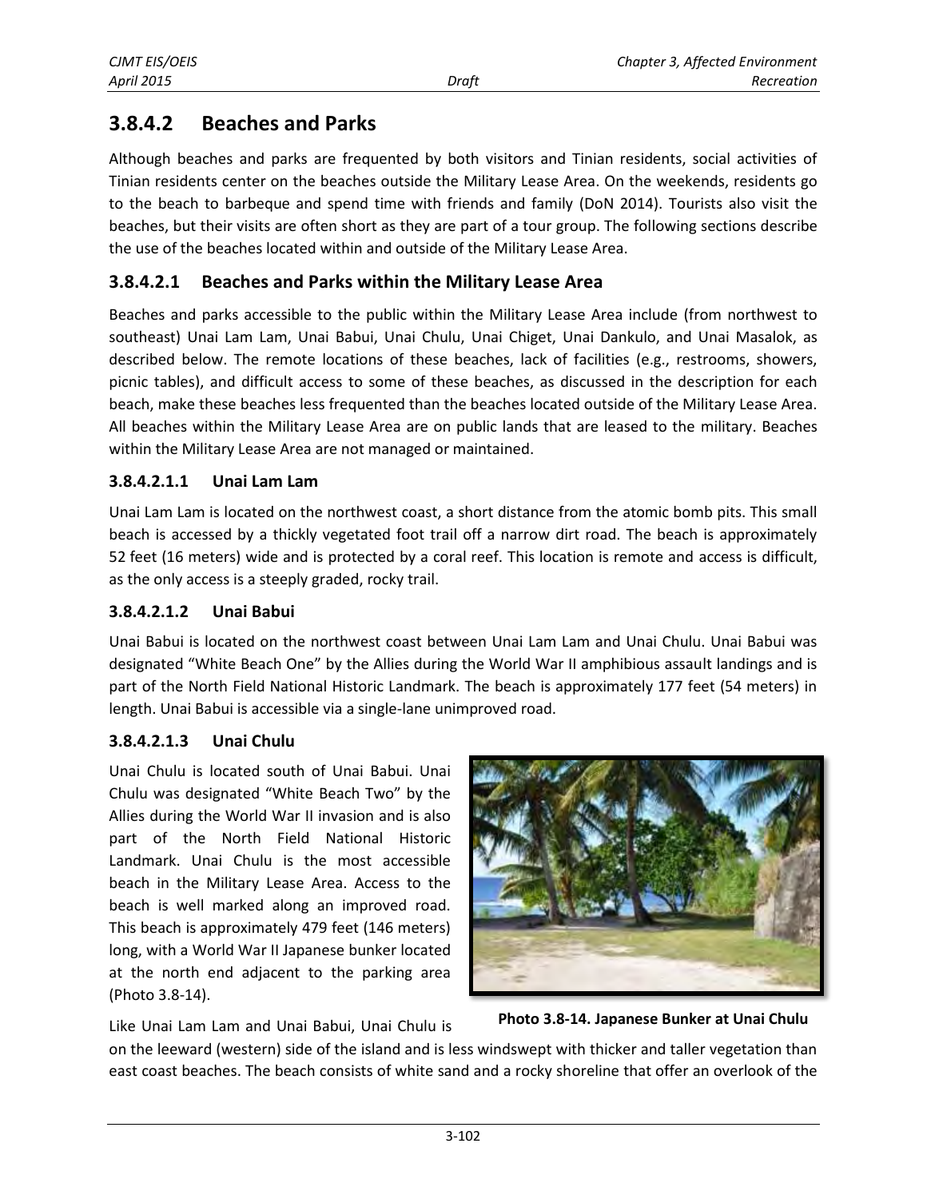## 3.8.4.2 Beaches and Parks

Although beaches and parks are frequented by both visitors and Tinian residents, social activities of Tinian residents center on the beaches outside the Military Lease Area. On the weekends, residents go to the beach to barbeque and spend time with friends and family (DoN 2014). Tourists also visit the beaches, but their visits are often short as they are part of a tour group. The following sections describe the use of the beaches located within and outside of the Military Lease Area.

### 3.8.4.2.1 Beaches and Parks within the Military Lease Area

Beaches and parks accessible to the public within the Military Lease Area include (from northwest to southeast) Unai Lam Lam, Unai Babui, Unai Chulu, Unai Chiget, Unai Dankulo, and Unai Masalok, as described below. The remote locations of these beaches, lack of facilities (e.g., restrooms, showers, picnic tables), and difficult access to some of these beaches, as discussed in the description for each beach, make these beaches less frequented than the beaches located outside of the Military Lease Area. All beaches within the Military Lease Area are on public lands that are leased to the military. Beaches within the Military Lease Area are not managed or maintained.

#### 3.8.4.2.1.1 Unai Lam Lam

Unai Lam Lam is located on the northwest coast, a short distance from the atomic bomb pits. This small beach is accessed by a thickly vegetated foot trail off a narrow dirt road. The beach is approximately 52 feet (16 meters) wide and is protected by a coral reef. This location is remote and access is difficult, as the only access is a steeply graded, rocky trail.

#### 3.8.4.2.1.2 Unai Babui

Unai Babui is located on the northwest coast between Unai Lam Lam and Unai Chulu. Unai Babui was designated "White Beach One" by the Allies during the World War II amphibious assault landings and is part of the North Field National Historic Landmark. The beach is approximately 177 feet (54 meters) in length. Unai Babui is accessible via a single-lane unimproved road.

#### 3.8.4.2.1.3 Unai Chulu

Unai Chulu is located south of Unai Babui. Unai Chulu was designated "White Beach Two" by the Allies during the World War II invasion and is also part of the North Field National Historic Landmark. Unai Chulu is the most accessible beach in the Military Lease Area. Access to the beach is well marked along an improved road. This beach is approximately 479 feet (146 meters) long, with a World War II Japanese bunker located at the north end adjacent to the parking area (Photo 3.8-14).

**Photo 3.8-14. Japanese Bunker at Unai Chulu**

Like Unai Lam Lam and Unai Babui, Unai Chulu is on the leeward (western) side of the island and is less windswept with thicker and taller vegetation than east coast beaches. The beach consists of white sand and a rocky shoreline that offer an overlook of the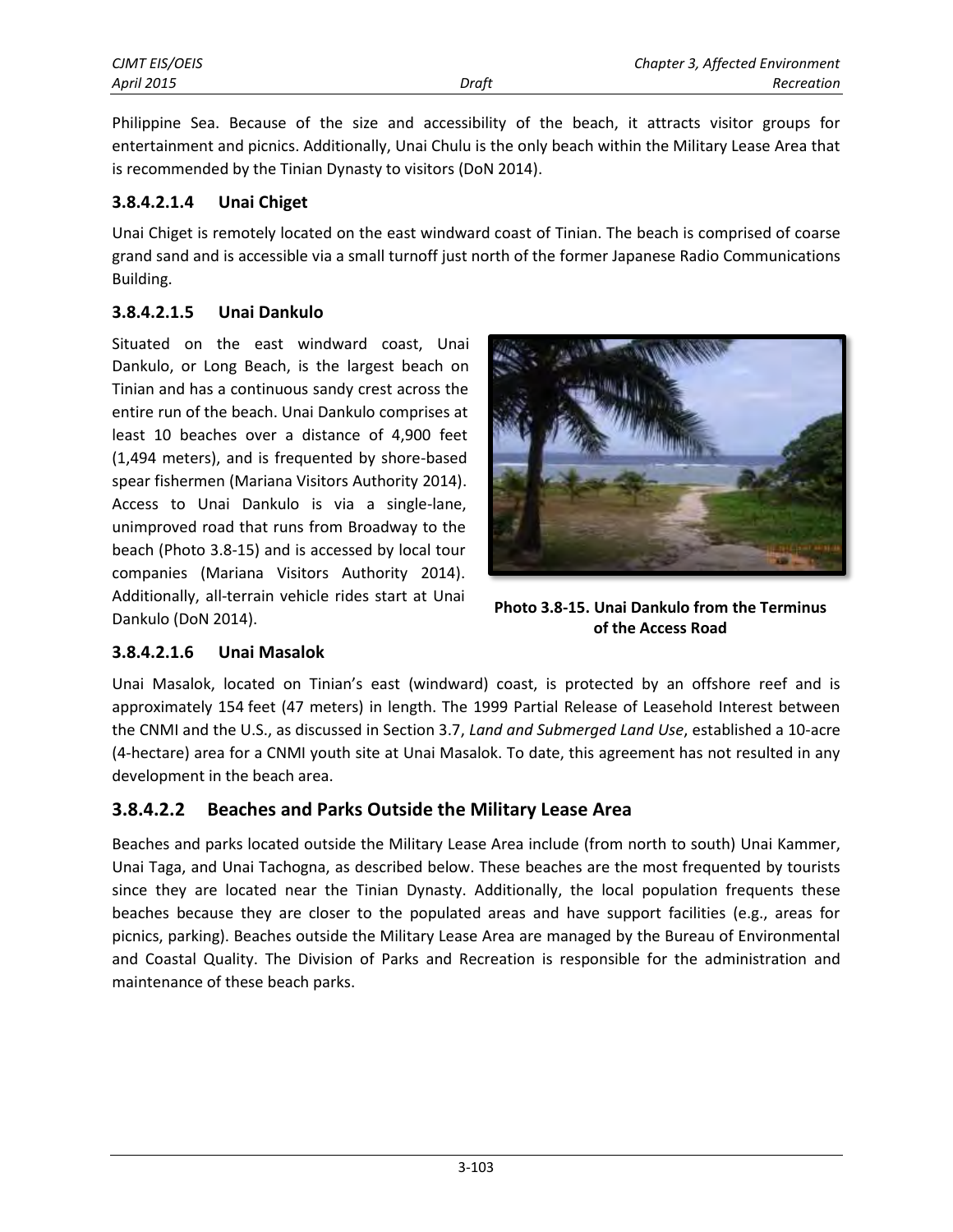Philippine Sea. Because of the size and accessibility of the beach, it attracts visitor groups for entertainment and picnics. Additionally, Unai Chulu is the only beach within the Military Lease Area that is recommended by the Tinian Dynasty to visitors (DoN 2014).

#### 3.8.4.2.1.4 Unai Chiget

Unai Chiget is remotely located on the east windward coast of Tinian. The beach is comprised of coarse grand sand and is accessible via a small turnoff just north of the former Japanese Radio Communications Building.

#### 3.8.4.2.1.5 Unai Dankulo

Situated on the east windward coast, Unai Dankulo, or Long Beach, is the largest beach on Tinian and has a continuous sandy crest across the entire run of the beach. Unai Dankulo comprises at least 10 beaches over a distance of 4,900 feet (1,494 meters), and is frequented by shore-based spear fishermen (Mariana Visitors Authority 2014). Access to Unai Dankulo is via a single-lane, unimproved road that runs from Broadway to the beach (Photo 3.8-15) and is accessed by local tour companies (Mariana Visitors Authority 2014). Additionally, all-terrain vehicle rides start at Unai Dankulo (DoN 2014).

**Photo 3.8-15. Unai Dankulo from the Terminus of the Access Road**

#### 3.8.4.2.1.6 Unai Masalok

Unai Masalok, located on Tinian's east (windward) coast, is protected by an offshore reef and is approximately 154 feet (47 meters) in length. The 1999 Partial Release of Leasehold Interest between the CNMI and the U.S., as discussed in Section 3.7, *Land and Submerged Land Use*, established a 10-acre (4-hectare) area for a CNMI youth site at Unai Masalok. To date, this agreement has not resulted in any development in the beach area.

### 3.8.4.2.2 Beaches and Parks Outside the Military Lease Area

Beaches and parks located outside the Military Lease Area include (from north to south) Unai Kammer, Unai Taga, and Unai Tachogna, as described below. These beaches are the most frequented by tourists since they are located near the Tinian Dynasty. Additionally, the local population frequents these beaches because they are closer to the populated areas and have support facilities (e.g., areas for picnics, parking). Beaches outside the Military Lease Area are managed by the Bureau of Environmental and Coastal Quality. The Division of Parks and Recreation is responsible for the administration and maintenance of these beach parks.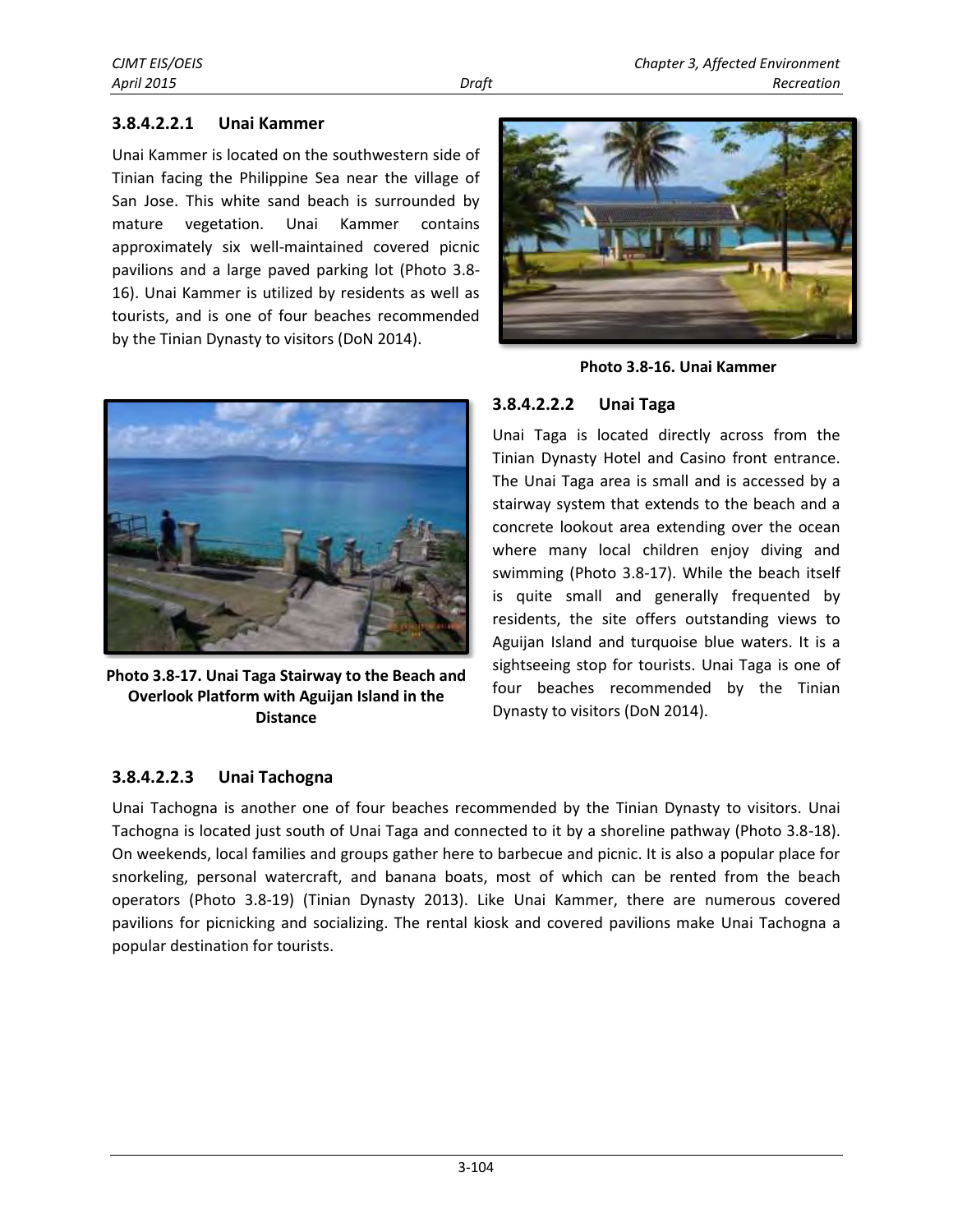#### 3.8.4.2.2.1 Unai Kammer

Unai Kammer is located on the southwestern side of Tinian facing the Philippine Sea near the village of San Jose. This white sand beach is surrounded by mature vegetation. Unai Kammer contains approximately six well-maintained covered picnic pavilions and a large paved parking lot (Photo 3.8-16). Unai Kammer is utilized by residents as well as tourists, and is one of four beaches recommended by the Tinian Dynasty to visitors (DoN 2014).

**Photo 3.8-16. Unai Kammer**

#### 3.8.4.2.2.2 Unai Taga

Unai Taga is located directly across from the Tinian Dynasty Hotel and Casino front entrance. The Unai Taga area is small and is accessed by a stairway system that extends to the beach and a concrete lookout area extending over the ocean where many local children enjoy diving and swimming (Photo 3.8-17). While the beach itself is quite small and generally frequented by residents, the site offers outstanding views to Aguijan Island and turquoise blue waters. It is a sightseeing stop for tourists. Unai Taga is one of four beaches recommended by the Tinian Dynasty to visitors (DoN 2014).

**Photo 3.8-17. Unai Taga Stairway to the Beach and Overlook Platform with Aguijan Island in the Distance**

#### 3.8.4.2.2.3 Unai Tachogna

Unai Tachogna is another one of four beaches recommended by the Tinian Dynasty to visitors. Unai Tachogna is located just south of Unai Taga and connected to it by a shoreline pathway (Photo 3.8-18). On weekends, local families and groups gather here to barbecue and picnic. It is also a popular place for snorkeling, personal watercraft, and banana boats, most of which can be rented from the beach operators (Photo 3.8-19) (Tinian Dynasty 2013). Like Unai Kammer, there are numerous covered pavilions for picnicking and socializing. The rental kiosk and covered pavilions make Unai Tachogna a popular destination for tourists.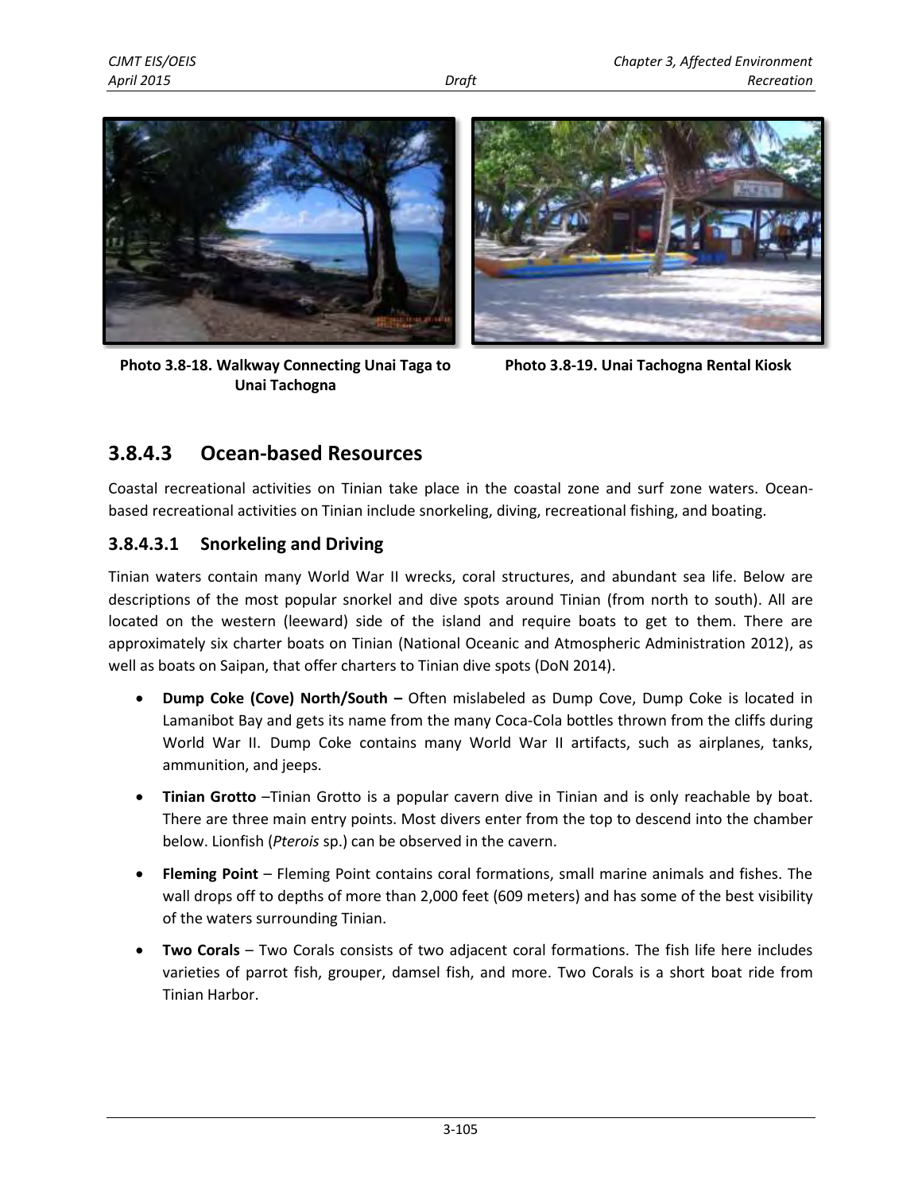Photo 3.8-18. Walkway Connecting Unai Taga to Unai Tachogna

Photo 3.8-19. Unai Tachogna Rental Kiosk

## 3.8.4.3 Ocean-based Resources

Coastal recreational activities on Tinian take place in the coastal zone and surf zone waters. Ocean-based recreational activities on Tinian include snorkeling, diving, recreational fishing, and boating.

### 3.8.4.3.1 Snorkeling and Driving

Tinian waters contain many World War II wrecks, coral structures, and abundant sea life. Below are descriptions of the most popular snorkel and dive spots around Tinian (from north to south). All are located on the western (leeward) side of the island and require boats to get to them. There are approximately six charter boats on Tinian (National Oceanic and Atmospheric Administration 2012), as well as boats on Saipan, that offer charters to Tinian dive spots (DoN 2014).

- **Dump Coke (Cove) North/South –** Often mislabeled as Dump Cove, Dump Coke is located in Lamanibot Bay and gets its name from the many Coca-Cola bottles thrown from the cliffs during World War II. Dump Coke contains many World War II artifacts, such as airplanes, tanks, ammunition, and jeeps.
- **Tinian Grotto** –Tinian Grotto is a popular cavern dive in Tinian and is only reachable by boat. There are three main entry points. Most divers enter from the top to descend into the chamber below. Lionfish (*Pterois* sp.) can be observed in the cavern.
- **Fleming Point** – Fleming Point contains coral formations, small marine animals and fishes. The wall drops off to depths of more than 2,000 feet (609 meters) and has some of the best visibility of the waters surrounding Tinian.
- **Two Corals** – Two Corals consists of two adjacent coral formations. The fish life here includes varieties of parrot fish, grouper, damsel fish, and more. Two Corals is a short boat ride from Tinian Harbor.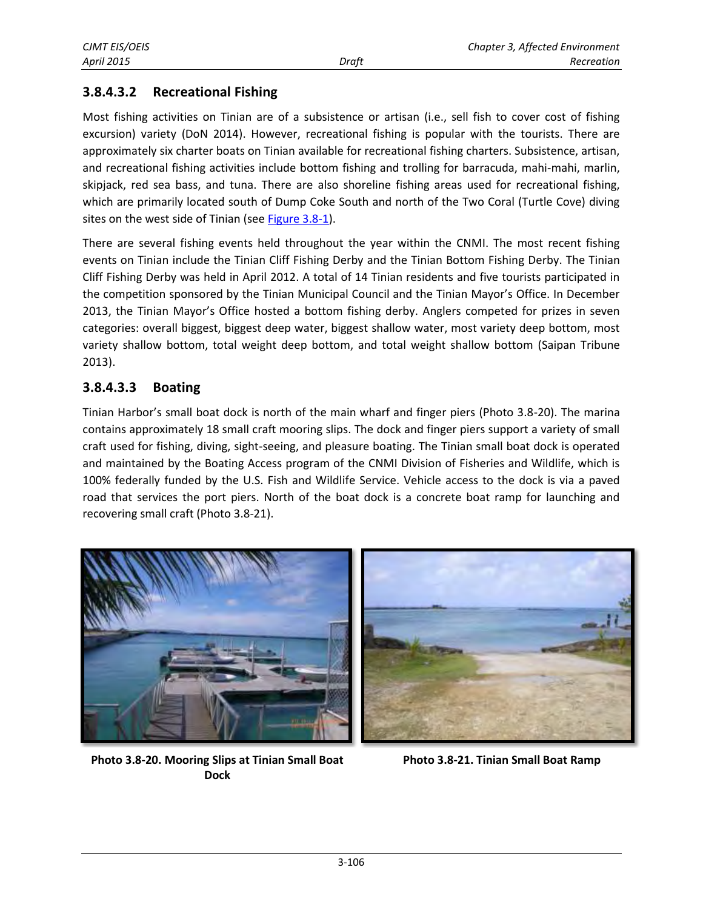### 3.8.4.3.2 Recreational Fishing

Most fishing activities on Tinian are of a subsistence or artisan (i.e., sell fish to cover cost of fishing excursion) variety (DoN 2014). However, recreational fishing is popular with the tourists. There are approximately six charter boats on Tinian available for recreational fishing charters. Subsistence, artisan, and recreational fishing activities include bottom fishing and trolling for barracuda, mahi-mahi, marlin, skipjack, red sea bass, and tuna. There are also shoreline fishing areas used for recreational fishing, which are primarily located south of Dump Coke South and north of the Two Coral (Turtle Cove) diving sites on the west side of Tinian (see Figure 3.8-1).

There are several fishing events held throughout the year within the CNMI. The most recent fishing events on Tinian include the Tinian Cliff Fishing Derby and the Tinian Bottom Fishing Derby. The Tinian Cliff Fishing Derby was held in April 2012. A total of 14 Tinian residents and five tourists participated in the competition sponsored by the Tinian Municipal Council and the Tinian Mayor's Office. In December 2013, the Tinian Mayor's Office hosted a bottom fishing derby. Anglers competed for prizes in seven categories: overall biggest, biggest deep water, biggest shallow water, most variety deep bottom, most variety shallow bottom, total weight deep bottom, and total weight shallow bottom (Saipan Tribune 2013).

### 3.8.4.3.3 Boating

Tinian Harbor's small boat dock is north of the main wharf and finger piers (Photo 3.8-20). The marina contains approximately 18 small craft mooring slips. The dock and finger piers support a variety of small craft used for fishing, diving, sight-seeing, and pleasure boating. The Tinian small boat dock is operated and maintained by the Boating Access program of the CNMI Division of Fisheries and Wildlife, which is 100% federally funded by the U.S. Fish and Wildlife Service. Vehicle access to the dock is via a paved road that services the port piers. North of the boat dock is a concrete boat ramp for launching and recovering small craft (Photo 3.8-21).

**Photo 3.8-20. Mooring Slips at Tinian Small Boat Dock**

**Photo 3.8-21. Tinian Small Boat Ramp**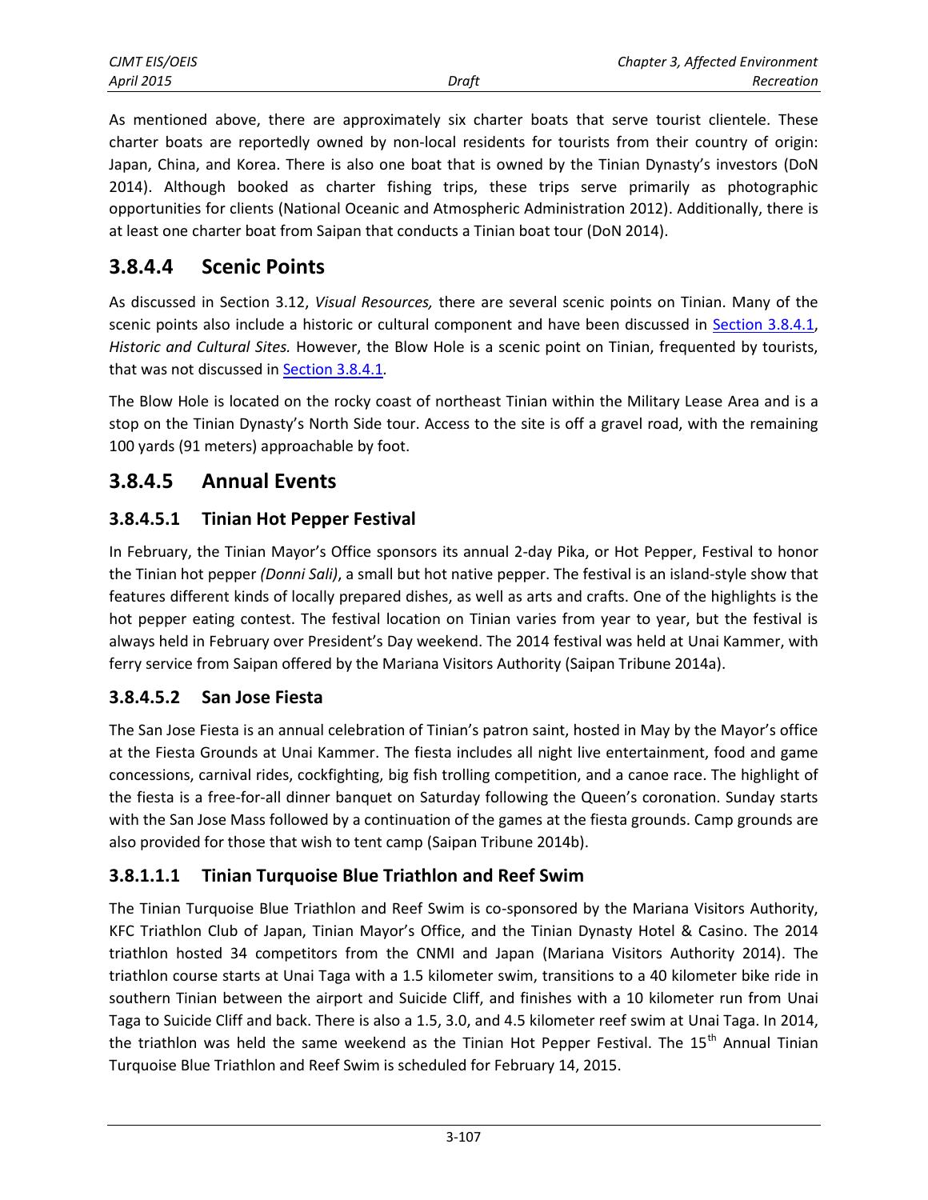As mentioned above, there are approximately six charter boats that serve tourist clientele. These charter boats are reportedly owned by non-local residents for tourists from their country of origin: Japan, China, and Korea. There is also one boat that is owned by the Tinian Dynasty's investors (DoN 2014). Although booked as charter fishing trips, these trips serve primarily as photographic opportunities for clients (National Oceanic and Atmospheric Administration 2012). Additionally, there is at least one charter boat from Saipan that conducts a Tinian boat tour (DoN 2014).

## 3.8.4.4 Scenic Points

As discussed in Section 3.12, *Visual Resources,* there are several scenic points on Tinian. Many of the scenic points also include a historic or cultural component and have been discussed in Section 3.8.4.1, *Historic and Cultural Sites.* However, the Blow Hole is a scenic point on Tinian, frequented by tourists, that was not discussed in Section 3.8.4.1.

The Blow Hole is located on the rocky coast of northeast Tinian within the Military Lease Area and is a stop on the Tinian Dynasty's North Side tour. Access to the site is off a gravel road, with the remaining 100 yards (91 meters) approachable by foot.

## 3.8.4.5 Annual Events

### 3.8.4.5.1 Tinian Hot Pepper Festival

In February, the Tinian Mayor's Office sponsors its annual 2-day Pika, or Hot Pepper, Festival to honor the Tinian hot pepper *(Donni Sali)*, a small but hot native pepper. The festival is an island-style show that features different kinds of locally prepared dishes, as well as arts and crafts. One of the highlights is the hot pepper eating contest. The festival location on Tinian varies from year to year, but the festival is always held in February over President's Day weekend. The 2014 festival was held at Unai Kammer, with ferry service from Saipan offered by the Mariana Visitors Authority (Saipan Tribune 2014a).

### 3.8.4.5.2 San Jose Fiesta

The San Jose Fiesta is an annual celebration of Tinian's patron saint, hosted in May by the Mayor's office at the Fiesta Grounds at Unai Kammer. The fiesta includes all night live entertainment, food and game concessions, carnival rides, cockfighting, big fish trolling competition, and a canoe race. The highlight of the fiesta is a free-for-all dinner banquet on Saturday following the Queen's coronation. Sunday starts with the San Jose Mass followed by a continuation of the games at the fiesta grounds. Camp grounds are also provided for those that wish to tent camp (Saipan Tribune 2014b).

### 3.8.1.1.1 Tinian Turquoise Blue Triathlon and Reef Swim

The Tinian Turquoise Blue Triathlon and Reef Swim is co-sponsored by the Mariana Visitors Authority, KFC Triathlon Club of Japan, Tinian Mayor's Office, and the Tinian Dynasty Hotel & Casino. The 2014 triathlon hosted 34 competitors from the CNMI and Japan (Mariana Visitors Authority 2014). The triathlon course starts at Unai Taga with a 1.5 kilometer swim, transitions to a 40 kilometer bike ride in southern Tinian between the airport and Suicide Cliff, and finishes with a 10 kilometer run from Unai Taga to Suicide Cliff and back. There is also a 1.5, 3.0, and 4.5 kilometer reef swim at Unai Taga. In 2014, the triathlon was held the same weekend as the Tinian Hot Pepper Festival. The 15th Annual Tinian Turquoise Blue Triathlon and Reef Swim is scheduled for February 14, 2015.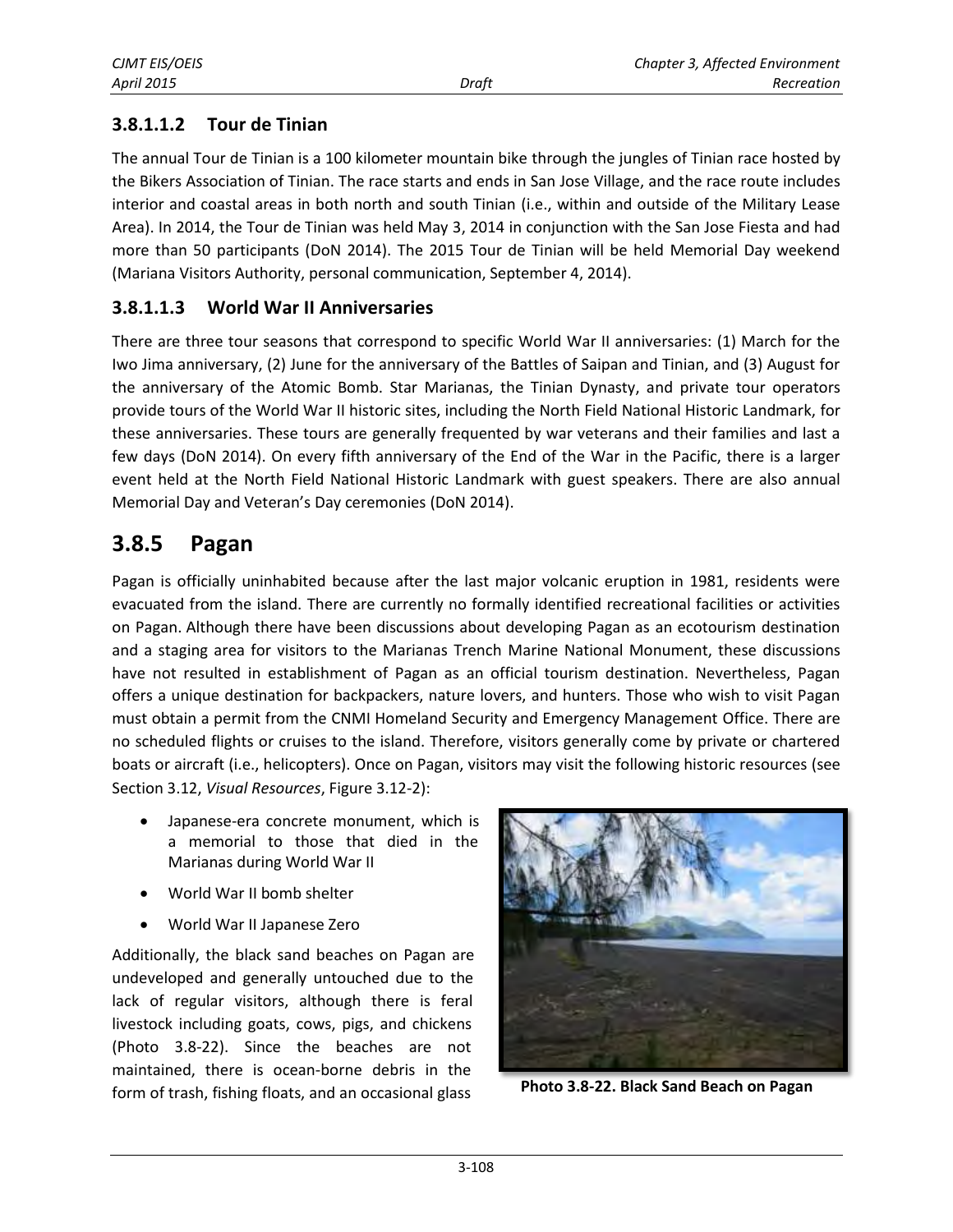### 3.8.1.1.2 Tour de Tinian

The annual Tour de Tinian is a 100 kilometer mountain bike through the jungles of Tinian race hosted by the Bikers Association of Tinian. The race starts and ends in San Jose Village, and the race route includes interior and coastal areas in both north and south Tinian (i.e., within and outside of the Military Lease Area). In 2014, the Tour de Tinian was held May 3, 2014 in conjunction with the San Jose Fiesta and had more than 50 participants (DoN 2014). The 2015 Tour de Tinian will be held Memorial Day weekend (Mariana Visitors Authority, personal communication, September 4, 2014).

### 3.8.1.1.3 World War II Anniversaries

There are three tour seasons that correspond to specific World War II anniversaries: (1) March for the Iwo Jima anniversary, (2) June for the anniversary of the Battles of Saipan and Tinian, and (3) August for the anniversary of the Atomic Bomb. Star Marianas, the Tinian Dynasty, and private tour operators provide tours of the World War II historic sites, including the North Field National Historic Landmark, for these anniversaries. These tours are generally frequented by war veterans and their families and last a few days (DoN 2014). On every fifth anniversary of the End of the War in the Pacific, there is a larger event held at the North Field National Historic Landmark with guest speakers. There are also annual Memorial Day and Veteran's Day ceremonies (DoN 2014).

## 3.8.5 Pagan

Pagan is officially uninhabited because after the last major volcanic eruption in 1981, residents were evacuated from the island. There are currently no formally identified recreational facilities or activities on Pagan. Although there have been discussions about developing Pagan as an ecotourism destination and a staging area for visitors to the Marianas Trench Marine National Monument, these discussions have not resulted in establishment of Pagan as an official tourism destination. Nevertheless, Pagan offers a unique destination for backpackers, nature lovers, and hunters. Those who wish to visit Pagan must obtain a permit from the CNMI Homeland Security and Emergency Management Office. There are no scheduled flights or cruises to the island. Therefore, visitors generally come by private or chartered boats or aircraft (i.e., helicopters). Once on Pagan, visitors may visit the following historic resources (see Section 3.12, *Visual Resources*, Figure 3.12-2):

- Japanese-era concrete monument, which is a memorial to those that died in the Marianas during World War II
- World War II bomb shelter
- World War II Japanese Zero

Additionally, the black sand beaches on Pagan are undeveloped and generally untouched due to the lack of regular visitors, although there is feral livestock including goats, cows, pigs, and chickens (Photo 3.8-22). Since the beaches are not maintained, there is ocean-borne debris in the form of trash, fishing floats, and an occasional glass

**Photo 3.8-22. Black Sand Beach on Pagan**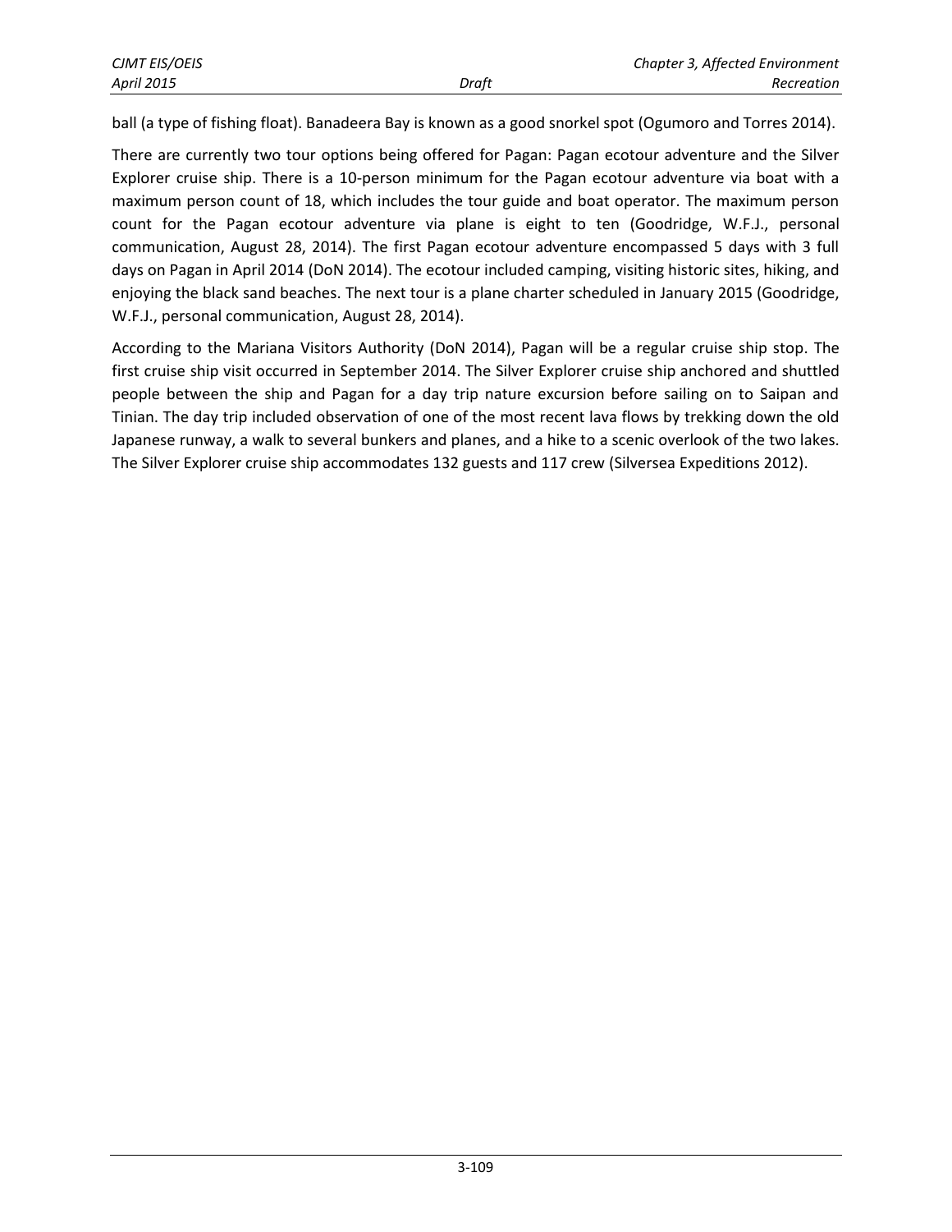ball (a type of fishing float). Banadeera Bay is known as a good snorkel spot (Ogumoro and Torres 2014).

There are currently two tour options being offered for Pagan: Pagan ecotour adventure and the Silver Explorer cruise ship. There is a 10-person minimum for the Pagan ecotour adventure via boat with a maximum person count of 18, which includes the tour guide and boat operator. The maximum person count for the Pagan ecotour adventure via plane is eight to ten (Goodridge, W.F.J., personal communication, August 28, 2014). The first Pagan ecotour adventure encompassed 5 days with 3 full days on Pagan in April 2014 (DoN 2014). The ecotour included camping, visiting historic sites, hiking, and enjoying the black sand beaches. The next tour is a plane charter scheduled in January 2015 (Goodridge, W.F.J., personal communication, August 28, 2014).

According to the Mariana Visitors Authority (DoN 2014), Pagan will be a regular cruise ship stop. The first cruise ship visit occurred in September 2014. The Silver Explorer cruise ship anchored and shuttled people between the ship and Pagan for a day trip nature excursion before sailing on to Saipan and Tinian. The day trip included observation of one of the most recent lava flows by trekking down the old Japanese runway, a walk to several bunkers and planes, and a hike to a scenic overlook of the two lakes. The Silver Explorer cruise ship accommodates 132 guests and 117 crew (Silversea Expeditions 2012).